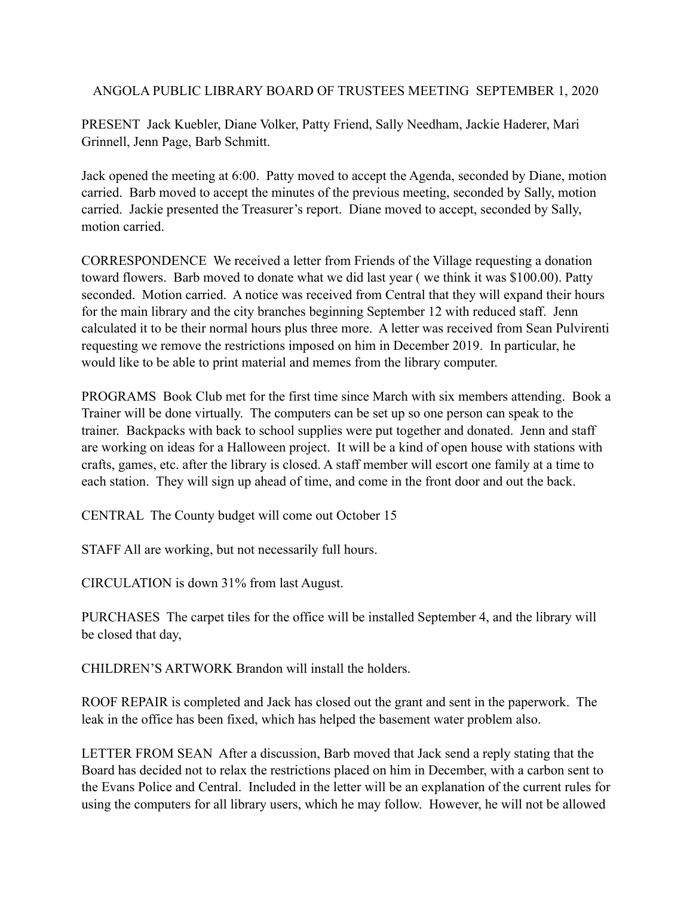# ANGOLA PUBLIC LIBRARY BOARD OF TRUSTEES MEETING SEPTEMBER 1, 2020

PRESENT Jack Kuebler, Diane Volker, Patty Friend, Sally Needham, Jackie Haderer, Mari Grinnell, Jenn Page, Barb Schmitt.

Jack opened the meeting at 6:00. Patty moved to accept the Agenda, seconded by Diane, motion carried. Barb moved to accept the minutes of the previous meeting, seconded by Sally, motion carried. Jackie presented the Treasurer's report. Diane moved to accept, seconded by Sally, motion carried.

CORRESPONDENCE We received a letter from Friends of the Village requesting a donation toward flowers. Barb moved to donate what we did last year ( we think it was $100.00). Patty seconded. Motion carried. A notice was received from Central that they will expand their hours for the main library and the city branches beginning September 12 with reduced staff. Jenn calculated it to be their normal hours plus three more. A letter was received from Sean Pulvirenti requesting we remove the restrictions imposed on him in December 2019. In particular, he would like to be able to print material and memes from the library computer.

PROGRAMS Book Club met for the first time since March with six members attending. Book a Trainer will be done virtually. The computers can be set up so one person can speak to the trainer. Backpacks with back to school supplies were put together and donated. Jenn and staff are working on ideas for a Halloween project. It will be a kind of open house with stations with crafts, games, etc. after the library is closed. A staff member will escort one family at a time to each station. They will sign up ahead of time, and come in the front door and out the back.

CENTRAL The County budget will come out October 15

STAFF All are working, but not necessarily full hours.

CIRCULATION is down 31% from last August.

PURCHASES The carpet tiles for the office will be installed September 4, and the library will be closed that day,

CHILDREN'S ARTWORK Brandon will install the holders.

ROOF REPAIR is completed and Jack has closed out the grant and sent in the paperwork. The leak in the office has been fixed, which has helped the basement water problem also.

LETTER FROM SEAN After a discussion, Barb moved that Jack send a reply stating that the Board has decided not to relax the restrictions placed on him in December, with a carbon sent to the Evans Police and Central. Included in the letter will be an explanation of the current rules for using the computers for all library users, which he may follow. However, he will not be allowed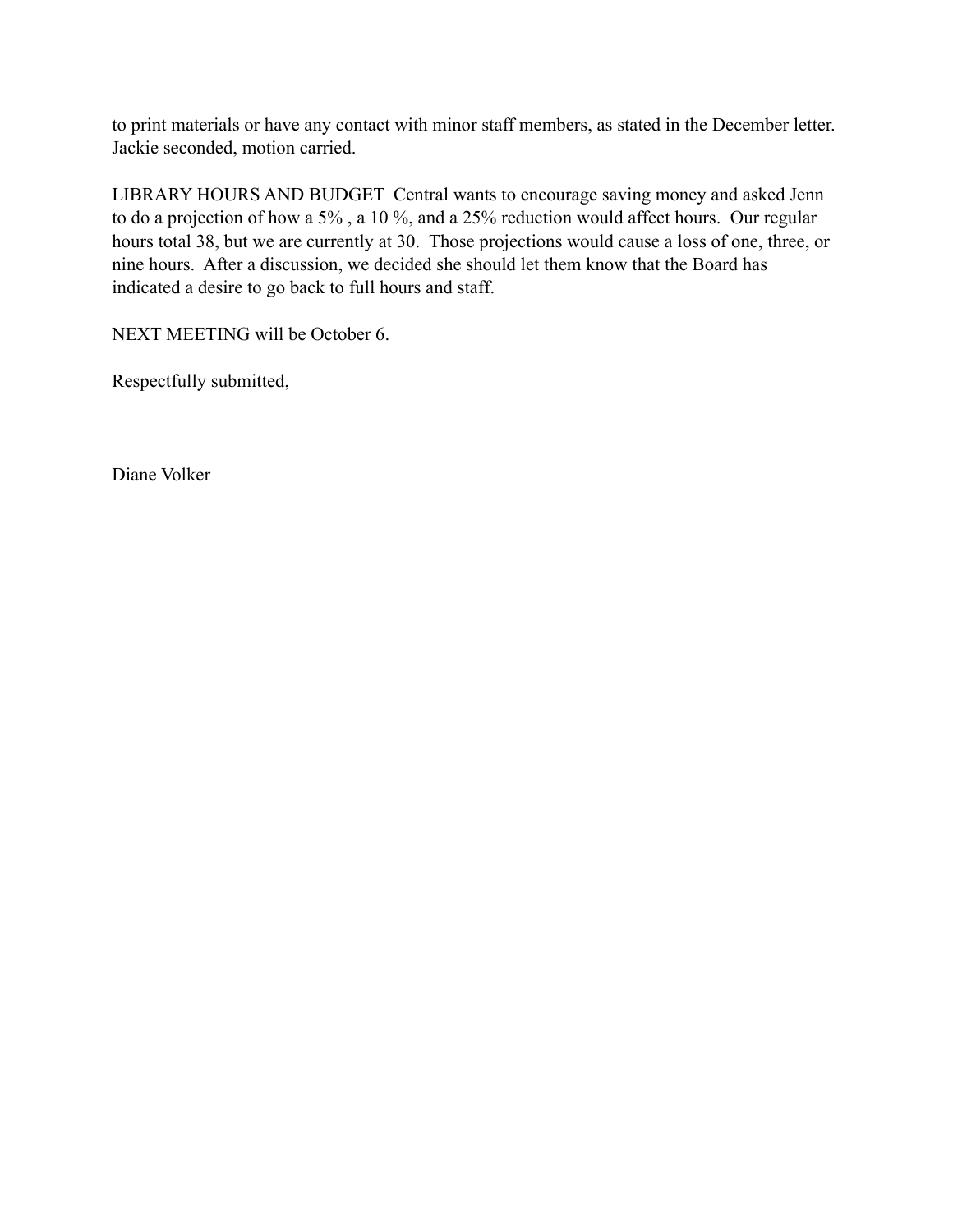to print materials or have any contact with minor staff members, as stated in the December letter. Jackie seconded, motion carried.

LIBRARY HOURS AND BUDGET  Central wants to encourage saving money and asked Jenn to do a projection of how a 5% , a 10 %, and a 25% reduction would affect hours. Our regular hours total 38, but we are currently at 30. Those projections would cause a loss of one, three, or nine hours. After a discussion, we decided she should let them know that the Board has indicated a desire to go back to full hours and staff.

NEXT MEETING will be October 6.

Respectfully submitted,

Diane Volker